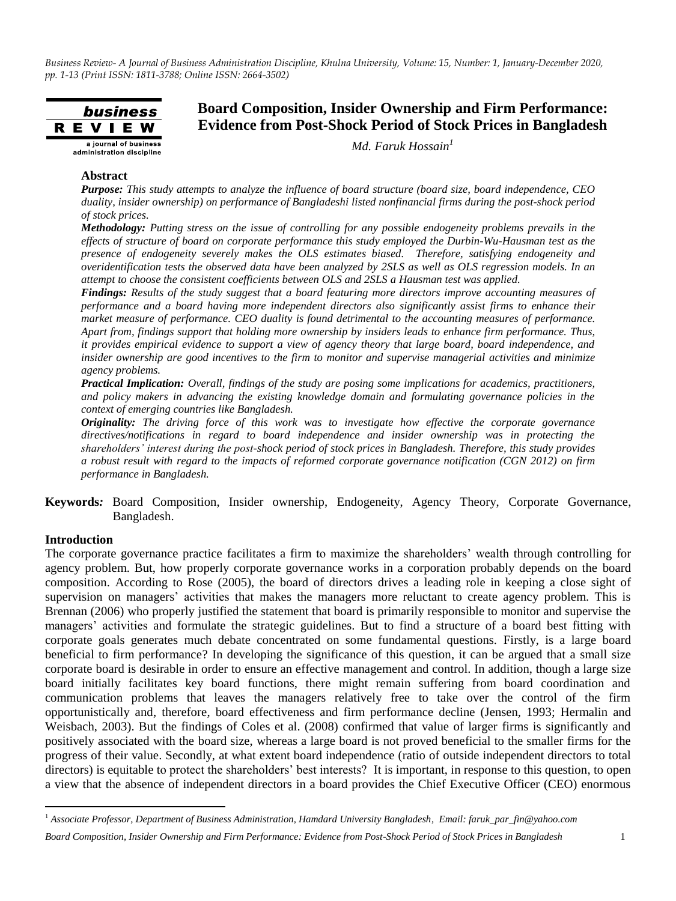# Board Composition, Insider Ownership and Firm Performance: Evidence from Post-Shock Period of Stock Prices in Bangladesh

*Md. Faruk Hossain*[1]

## Abstract

***Purpose:*** *This study attempts to analyze the influence of board structure (board size, board independence, CEO duality, insider ownership) on performance of Bangladeshi listed nonfinancial firms during the post-shock period of stock prices.*

***Methodology:*** *Putting stress on the issue of controlling for any possible endogeneity problems prevails in the effects of structure of board on corporate performance this study employed the Durbin-Wu-Hausman test as the presence of endogeneity severely makes the OLS estimates biased. Therefore, satisfying endogeneity and overidentification tests the observed data have been analyzed by 2SLS as well as OLS regression models. In an attempt to choose the consistent coefficients between OLS and 2SLS a Hausman test was applied.*

***Findings:*** *Results of the study suggest that a board featuring more directors improve accounting measures of performance and a board having more independent directors also significantly assist firms to enhance their market measure of performance. CEO duality is found detrimental to the accounting measures of performance. Apart from, findings support that holding more ownership by insiders leads to enhance firm performance. Thus, it provides empirical evidence to support a view of agency theory that large board, board independence, and insider ownership are good incentives to the firm to monitor and supervise managerial activities and minimize agency problems.*

***Practical Implication:*** *Overall, findings of the study are posing some implications for academics, practitioners, and policy makers in advancing the existing knowledge domain and formulating governance policies in the context of emerging countries like Bangladesh.*

***Originality:*** *The driving force of this work was to investigate how effective the corporate governance directives/notifications in regard to board independence and insider ownership was in protecting the shareholders' interest during the post-shock period of stock prices in Bangladesh. Therefore, this study provides a robust result with regard to the impacts of reformed corporate governance notification (CGN 2012) on firm performance in Bangladesh.*

**Keywords:** Board Composition, Insider ownership, Endogeneity, Agency Theory, Corporate Governance, Bangladesh.

## Introduction

The corporate governance practice facilitates a firm to maximize the shareholders' wealth through controlling for agency problem. But, how properly corporate governance works in a corporation probably depends on the board composition. According to Rose (2005), the board of directors drives a leading role in keeping a close sight of supervision on managers' activities that makes the managers more reluctant to create agency problem. This is Brennan (2006) who properly justified the statement that board is primarily responsible to monitor and supervise the managers' activities and formulate the strategic guidelines. But to find a structure of a board best fitting with corporate goals generates much debate concentrated on some fundamental questions. Firstly, is a large board beneficial to firm performance? In developing the significance of this question, it can be argued that a small size corporate board is desirable in order to ensure an effective management and control. In addition, though a large size board initially facilitates key board functions, there might remain suffering from board coordination and communication problems that leaves the managers relatively free to take over the control of the firm opportunistically and, therefore, board effectiveness and firm performance decline (Jensen, 1993; Hermalin and Weisbach, 2003). But the findings of Coles et al. (2008) confirmed that value of larger firms is significantly and positively associated with the board size, whereas a large board is not proved beneficial to the smaller firms for the progress of their value. Secondly, at what extent board independence (ratio of outside independent directors to total directors) is equitable to protect the shareholders' best interests? It is important, in response to this question, to open a view that the absence of independent directors in a board provides the Chief Executive Officer (CEO) enormous

---

[1] *Associate Professor, Department of Business Administration, Hamdard University Bangladesh, Email: faruk_par_fin@yahoo.com*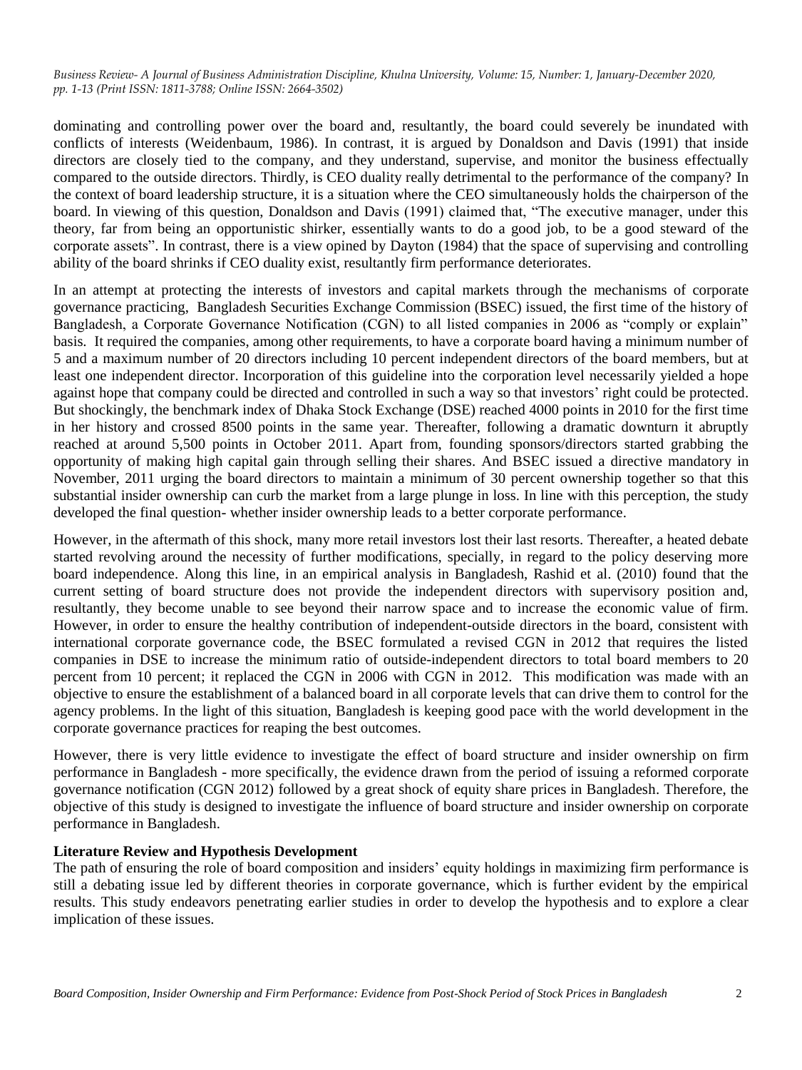dominating and controlling power over the board and, resultantly, the board could severely be inundated with conflicts of interests (Weidenbaum, 1986). In contrast, it is argued by Donaldson and Davis (1991) that inside directors are closely tied to the company, and they understand, supervise, and monitor the business effectually compared to the outside directors. Thirdly, is CEO duality really detrimental to the performance of the company? In the context of board leadership structure, it is a situation where the CEO simultaneously holds the chairperson of the board. In viewing of this question, Donaldson and Davis (1991) claimed that, "The executive manager, under this theory, far from being an opportunistic shirker, essentially wants to do a good job, to be a good steward of the corporate assets". In contrast, there is a view opined by Dayton (1984) that the space of supervising and controlling ability of the board shrinks if CEO duality exist, resultantly firm performance deteriorates.

In an attempt at protecting the interests of investors and capital markets through the mechanisms of corporate governance practicing, Bangladesh Securities Exchange Commission (BSEC) issued, the first time of the history of Bangladesh, a Corporate Governance Notification (CGN) to all listed companies in 2006 as "comply or explain" basis. It required the companies, among other requirements, to have a corporate board having a minimum number of 5 and a maximum number of 20 directors including 10 percent independent directors of the board members, but at least one independent director. Incorporation of this guideline into the corporation level necessarily yielded a hope against hope that company could be directed and controlled in such a way so that investors' right could be protected. But shockingly, the benchmark index of Dhaka Stock Exchange (DSE) reached 4000 points in 2010 for the first time in her history and crossed 8500 points in the same year. Thereafter, following a dramatic downturn it abruptly reached at around 5,500 points in October 2011. Apart from, founding sponsors/directors started grabbing the opportunity of making high capital gain through selling their shares. And BSEC issued a directive mandatory in November, 2011 urging the board directors to maintain a minimum of 30 percent ownership together so that this substantial insider ownership can curb the market from a large plunge in loss. In line with this perception, the study developed the final question- whether insider ownership leads to a better corporate performance.

However, in the aftermath of this shock, many more retail investors lost their last resorts. Thereafter, a heated debate started revolving around the necessity of further modifications, specially, in regard to the policy deserving more board independence. Along this line, in an empirical analysis in Bangladesh, Rashid et al. (2010) found that the current setting of board structure does not provide the independent directors with supervisory position and, resultantly, they become unable to see beyond their narrow space and to increase the economic value of firm. However, in order to ensure the healthy contribution of independent-outside directors in the board, consistent with international corporate governance code, the BSEC formulated a revised CGN in 2012 that requires the listed companies in DSE to increase the minimum ratio of outside-independent directors to total board members to 20 percent from 10 percent; it replaced the CGN in 2006 with CGN in 2012. This modification was made with an objective to ensure the establishment of a balanced board in all corporate levels that can drive them to control for the agency problems. In the light of this situation, Bangladesh is keeping good pace with the world development in the corporate governance practices for reaping the best outcomes.

However, there is very little evidence to investigate the effect of board structure and insider ownership on firm performance in Bangladesh - more specifically, the evidence drawn from the period of issuing a reformed corporate governance notification (CGN 2012) followed by a great shock of equity share prices in Bangladesh. Therefore, the objective of this study is designed to investigate the influence of board structure and insider ownership on corporate performance in Bangladesh.

## Literature Review and Hypothesis Development

The path of ensuring the role of board composition and insiders' equity holdings in maximizing firm performance is still a debating issue led by different theories in corporate governance, which is further evident by the empirical results. This study endeavors penetrating earlier studies in order to develop the hypothesis and to explore a clear implication of these issues.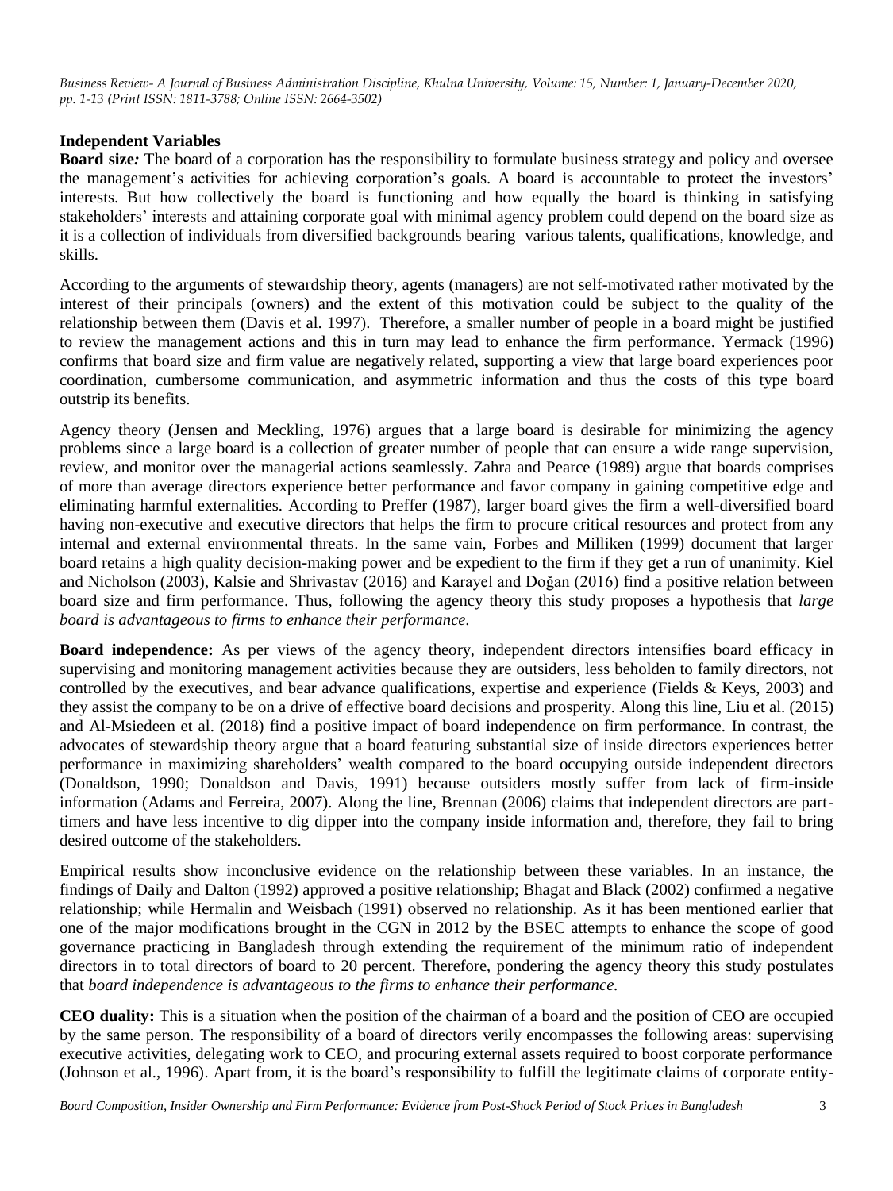### Independent Variables

**Board size***:* The board of a corporation has the responsibility to formulate business strategy and policy and oversee the management's activities for achieving corporation's goals. A board is accountable to protect the investors' interests. But how collectively the board is functioning and how equally the board is thinking in satisfying stakeholders' interests and attaining corporate goal with minimal agency problem could depend on the board size as it is a collection of individuals from diversified backgrounds bearing various talents, qualifications, knowledge, and skills.

According to the arguments of stewardship theory, agents (managers) are not self-motivated rather motivated by the interest of their principals (owners) and the extent of this motivation could be subject to the quality of the relationship between them (Davis et al. 1997). Therefore, a smaller number of people in a board might be justified to review the management actions and this in turn may lead to enhance the firm performance. Yermack (1996) confirms that board size and firm value are negatively related, supporting a view that large board experiences poor coordination, cumbersome communication, and asymmetric information and thus the costs of this type board outstrip its benefits.

Agency theory (Jensen and Meckling, 1976) argues that a large board is desirable for minimizing the agency problems since a large board is a collection of greater number of people that can ensure a wide range supervision, review, and monitor over the managerial actions seamlessly. Zahra and Pearce (1989) argue that boards comprises of more than average directors experience better performance and favor company in gaining competitive edge and eliminating harmful externalities. According to Preffer (1987), larger board gives the firm a well-diversified board having non-executive and executive directors that helps the firm to procure critical resources and protect from any internal and external environmental threats. In the same vain, Forbes and Milliken (1999) document that larger board retains a high quality decision-making power and be expedient to the firm if they get a run of unanimity. Kiel and Nicholson (2003), Kalsie and Shrivastav (2016) and Karayel and Doğan (2016) find a positive relation between board size and firm performance. Thus, following the agency theory this study proposes a hypothesis that *large board is advantageous to firms to enhance their performance.*

**Board independence:** As per views of the agency theory, independent directors intensifies board efficacy in supervising and monitoring management activities because they are outsiders, less beholden to family directors, not controlled by the executives, and bear advance qualifications, expertise and experience (Fields & Keys, 2003) and they assist the company to be on a drive of effective board decisions and prosperity. Along this line, Liu et al. (2015) and Al-Msiedeen et al. (2018) find a positive impact of board independence on firm performance. In contrast, the advocates of stewardship theory argue that a board featuring substantial size of inside directors experiences better performance in maximizing shareholders' wealth compared to the board occupying outside independent directors (Donaldson, 1990; Donaldson and Davis, 1991) because outsiders mostly suffer from lack of firm-inside information (Adams and Ferreira, 2007). Along the line, Brennan (2006) claims that independent directors are part-timers and have less incentive to dig dipper into the company inside information and, therefore, they fail to bring desired outcome of the stakeholders.

Empirical results show inconclusive evidence on the relationship between these variables. In an instance, the findings of Daily and Dalton (1992) approved a positive relationship; Bhagat and Black (2002) confirmed a negative relationship; while Hermalin and Weisbach (1991) observed no relationship. As it has been mentioned earlier that one of the major modifications brought in the CGN in 2012 by the BSEC attempts to enhance the scope of good governance practicing in Bangladesh through extending the requirement of the minimum ratio of independent directors in to total directors of board to 20 percent. Therefore, pondering the agency theory this study postulates that *board independence is advantageous to the firms to enhance their performance.*

**CEO duality:** This is a situation when the position of the chairman of a board and the position of CEO are occupied by the same person. The responsibility of a board of directors verily encompasses the following areas: supervising executive activities, delegating work to CEO, and procuring external assets required to boost corporate performance (Johnson et al., 1996). Apart from, it is the board's responsibility to fulfill the legitimate claims of corporate entity-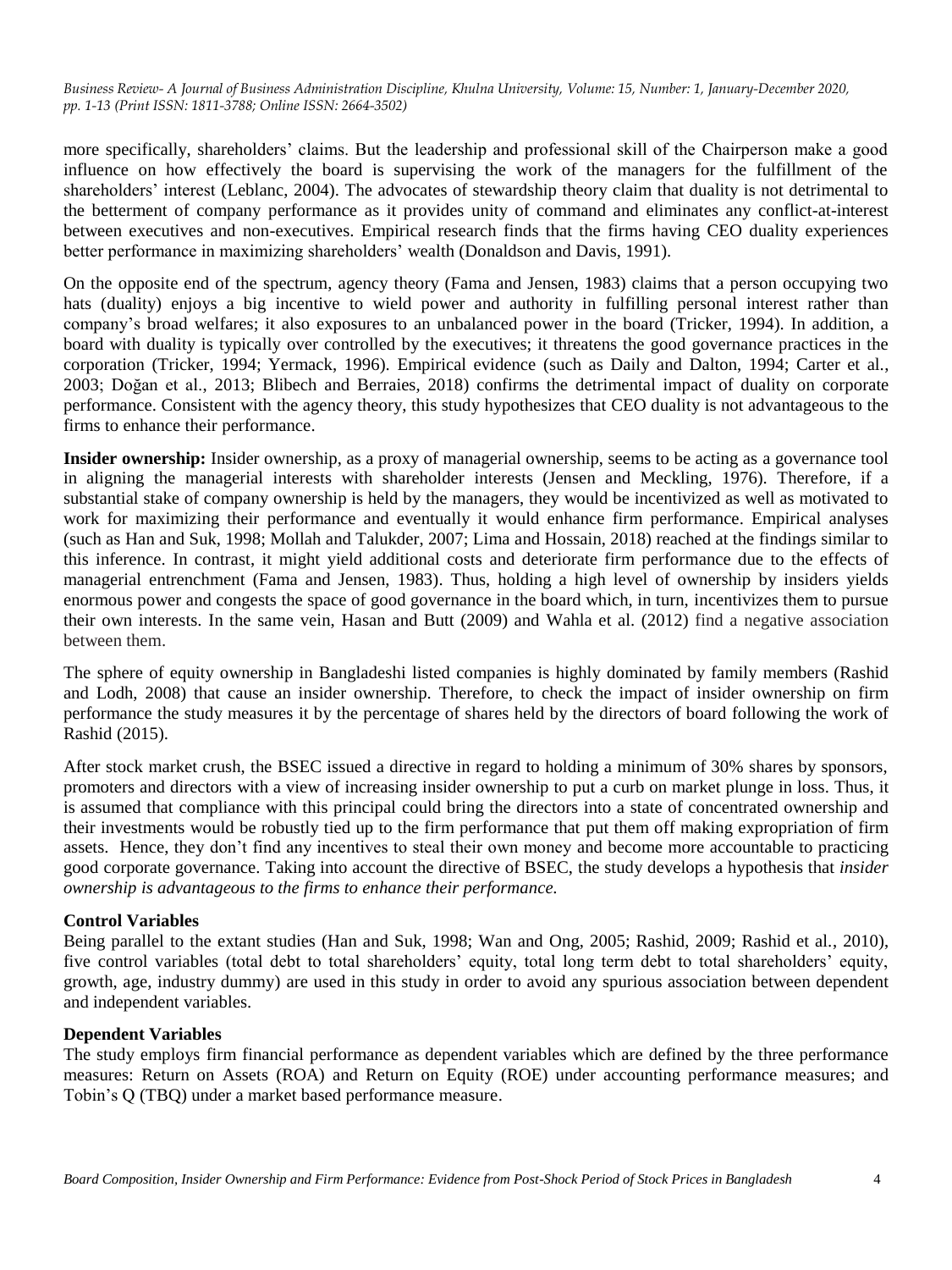more specifically, shareholders' claims. But the leadership and professional skill of the Chairperson make a good influence on how effectively the board is supervising the work of the managers for the fulfillment of the shareholders' interest (Leblanc, 2004). The advocates of stewardship theory claim that duality is not detrimental to the betterment of company performance as it provides unity of command and eliminates any conflict-at-interest between executives and non-executives. Empirical research finds that the firms having CEO duality experiences better performance in maximizing shareholders' wealth (Donaldson and Davis, 1991).

On the opposite end of the spectrum, agency theory (Fama and Jensen, 1983) claims that a person occupying two hats (duality) enjoys a big incentive to wield power and authority in fulfilling personal interest rather than company's broad welfares; it also exposures to an unbalanced power in the board (Tricker, 1994). In addition, a board with duality is typically over controlled by the executives; it threatens the good governance practices in the corporation (Tricker, 1994; Yermack, 1996). Empirical evidence (such as Daily and Dalton, 1994; Carter et al., 2003; Doğan et al., 2013; Blibech and Berraies, 2018) confirms the detrimental impact of duality on corporate performance. Consistent with the agency theory, this study hypothesizes that CEO duality is not advantageous to the firms to enhance their performance.

**Insider ownership:** Insider ownership, as a proxy of managerial ownership, seems to be acting as a governance tool in aligning the managerial interests with shareholder interests (Jensen and Meckling, 1976). Therefore, if a substantial stake of company ownership is held by the managers, they would be incentivized as well as motivated to work for maximizing their performance and eventually it would enhance firm performance. Empirical analyses (such as Han and Suk, 1998; Mollah and Talukder, 2007; Lima and Hossain, 2018) reached at the findings similar to this inference. In contrast, it might yield additional costs and deteriorate firm performance due to the effects of managerial entrenchment (Fama and Jensen, 1983). Thus, holding a high level of ownership by insiders yields enormous power and congests the space of good governance in the board which, in turn, incentivizes them to pursue their own interests. In the same vein, Hasan and Butt (2009) and Wahla et al. (2012) find a negative association between them.

The sphere of equity ownership in Bangladeshi listed companies is highly dominated by family members (Rashid and Lodh, 2008) that cause an insider ownership. Therefore, to check the impact of insider ownership on firm performance the study measures it by the percentage of shares held by the directors of board following the work of Rashid (2015).

After stock market crush, the BSEC issued a directive in regard to holding a minimum of 30% shares by sponsors, promoters and directors with a view of increasing insider ownership to put a curb on market plunge in loss. Thus, it is assumed that compliance with this principal could bring the directors into a state of concentrated ownership and their investments would be robustly tied up to the firm performance that put them off making expropriation of firm assets. Hence, they don't find any incentives to steal their own money and become more accountable to practicing good corporate governance. Taking into account the directive of BSEC, the study develops a hypothesis that *insider ownership is advantageous to the firms to enhance their performance.*

### Control Variables

Being parallel to the extant studies (Han and Suk, 1998; Wan and Ong, 2005; Rashid, 2009; Rashid et al., 2010), five control variables (total debt to total shareholders' equity, total long term debt to total shareholders' equity, growth, age, industry dummy) are used in this study in order to avoid any spurious association between dependent and independent variables.

### Dependent Variables

The study employs firm financial performance as dependent variables which are defined by the three performance measures: Return on Assets (ROA) and Return on Equity (ROE) under accounting performance measures; and Tobin's Q (TBQ) under a market based performance measure.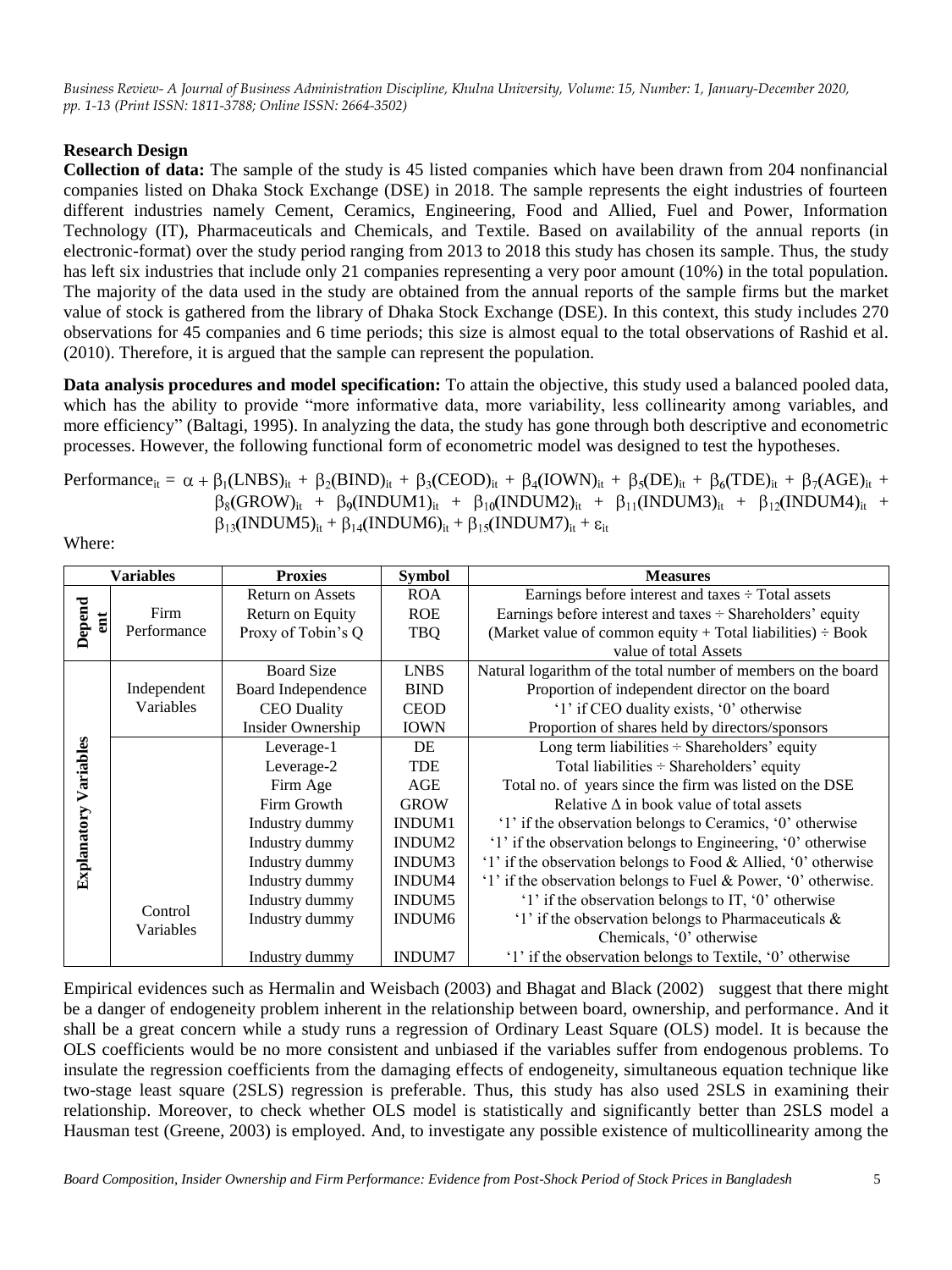### Research Design

**Collection of data:** The sample of the study is 45 listed companies which have been drawn from 204 nonfinancial companies listed on Dhaka Stock Exchange (DSE) in 2018. The sample represents the eight industries of fourteen different industries namely Cement, Ceramics, Engineering, Food and Allied, Fuel and Power, Information Technology (IT), Pharmaceuticals and Chemicals, and Textile. Based on availability of the annual reports (in electronic-format) over the study period ranging from 2013 to 2018 this study has chosen its sample. Thus, the study has left six industries that include only 21 companies representing a very poor amount (10%) in the total population. The majority of the data used in the study are obtained from the annual reports of the sample firms but the market value of stock is gathered from the library of Dhaka Stock Exchange (DSE). In this context, this study includes 270 observations for 45 companies and 6 time periods; this size is almost equal to the total observations of Rashid et al. (2010). Therefore, it is argued that the sample can represent the population.

**Data analysis procedures and model specification:** To attain the objective, this study used a balanced pooled data, which has the ability to provide "more informative data, more variability, less collinearity among variables, and more efficiency" (Baltagi, 1995). In analyzing the data, the study has gone through both descriptive and econometric processes. However, the following functional form of econometric model was designed to test the hypotheses.

$$\text{Performance}_{it} = \alpha + \beta_1(\text{LNBS})_{it} + \beta_2(\text{BIND})_{it} + \beta_3(\text{CEOD})_{it} + \beta_4(\text{IOWN})_{it} + \beta_5(\text{DE})_{it} + \beta_6(\text{TDE})_{it} + \beta_7(\text{AGE})_{it} + \beta_8(\text{GROW})_{it} + \beta_9(\text{INDUM1})_{it} + \beta_{10}(\text{INDUM2})_{it} + \beta_{11}(\text{INDUM3})_{it} + \beta_{12}(\text{INDUM4})_{it} + \beta_{13}(\text{INDUM5})_{it} + \beta_{14}(\text{INDUM6})_{it} + \beta_{15}(\text{INDUM7})_{it} + \varepsilon_{it}$$

Where:

| Variables | | Proxies | Symbol | Measures |
|---|---|---|---|---|
| Dependent | Firm Performance | Return on Assets | ROA | Earnings before interest and taxes ÷ Total assets |
| | | Return on Equity | ROE | Earnings before interest and taxes ÷ Shareholders' equity |
| | | Proxy of Tobin's Q | TBQ | (Market value of common equity + Total liabilities) ÷ Book value of total Assets |
| Explanatory Variables | Independent Variables | Board Size | LNBS | Natural logarithm of the total number of members on the board |
| | | Board Independence | BIND | Proportion of independent director on the board |
| | | CEO Duality | CEOD | '1' if CEO duality exists, '0' otherwise |
| | | Insider Ownership | IOWN | Proportion of shares held by directors/sponsors |
| | Control Variables | Leverage-1 | DE | Long term liabilities ÷ Shareholders' equity |
| | | Leverage-2 | TDE | Total liabilities ÷ Shareholders' equity |
| | | Firm Age | AGE | Total no. of years since the firm was listed on the DSE |
| | | Firm Growth | GROW | Relative Δ in book value of total assets |
| | | Industry dummy | INDUM1 | '1' if the observation belongs to Ceramics, '0' otherwise |
| | | Industry dummy | INDUM2 | '1' if the observation belongs to Engineering, '0' otherwise |
| | | Industry dummy | INDUM3 | '1' if the observation belongs to Food & Allied, '0' otherwise |
| | | Industry dummy | INDUM4 | '1' if the observation belongs to Fuel & Power, '0' otherwise. |
| | | Industry dummy | INDUM5 | '1' if the observation belongs to IT, '0' otherwise |
| | | Industry dummy | INDUM6 | '1' if the observation belongs to Pharmaceuticals & Chemicals, '0' otherwise |
| | | Industry dummy | INDUM7 | '1' if the observation belongs to Textile, '0' otherwise |

Empirical evidences such as Hermalin and Weisbach (2003) and Bhagat and Black (2002) suggest that there might be a danger of endogeneity problem inherent in the relationship between board, ownership, and performance. And it shall be a great concern while a study runs a regression of Ordinary Least Square (OLS) model. It is because the OLS coefficients would be no more consistent and unbiased if the variables suffer from endogenous problems. To insulate the regression coefficients from the damaging effects of endogeneity, simultaneous equation technique like two-stage least square (2SLS) regression is preferable. Thus, this study has also used 2SLS in examining their relationship. Moreover, to check whether OLS model is statistically and significantly better than 2SLS model a Hausman test (Greene, 2003) is employed. And, to investigate any possible existence of multicollinearity among the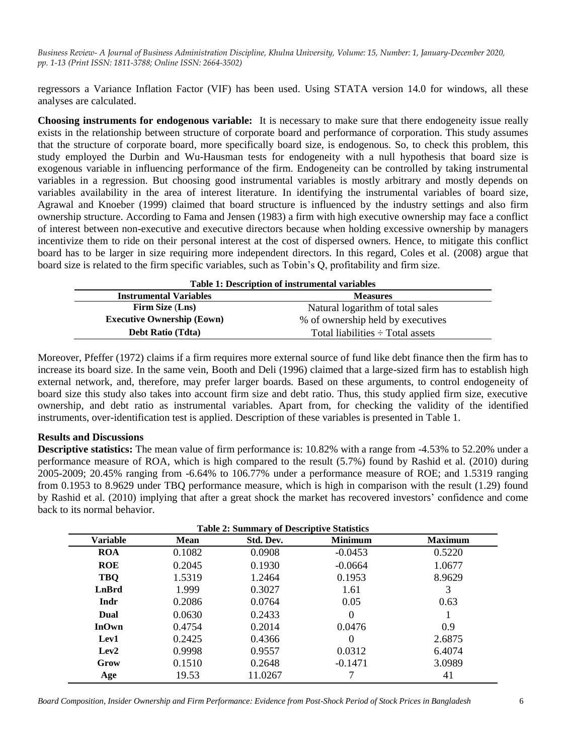regressors a Variance Inflation Factor (VIF) has been used. Using STATA version 14.0 for windows, all these analyses are calculated.

**Choosing instruments for endogenous variable:** It is necessary to make sure that there endogeneity issue really exists in the relationship between structure of corporate board and performance of corporation. This study assumes that the structure of corporate board, more specifically board size, is endogenous. So, to check this problem, this study employed the Durbin and Wu-Hausman tests for endogeneity with a null hypothesis that board size is exogenous variable in influencing performance of the firm. Endogeneity can be controlled by taking instrumental variables in a regression. But choosing good instrumental variables is mostly arbitrary and mostly depends on variables availability in the area of interest literature. In identifying the instrumental variables of board size, Agrawal and Knoeber (1999) claimed that board structure is influenced by the industry settings and also firm ownership structure. According to Fama and Jensen (1983) a firm with high executive ownership may face a conflict of interest between non-executive and executive directors because when holding excessive ownership by managers incentivize them to ride on their personal interest at the cost of dispersed owners. Hence, to mitigate this conflict board has to be larger in size requiring more independent directors. In this regard, Coles et al. (2008) argue that board size is related to the firm specific variables, such as Tobin's Q, profitability and firm size.

**Table 1: Description of instrumental variables**

| Instrumental Variables | Measures |
|---|---|
| **Firm Size (Lns)** | Natural logarithm of total sales |
| **Executive Ownership (Eown)** | % of ownership held by executives |
| **Debt Ratio (Tdta)** | Total liabilities ÷ Total assets |

Moreover, Pfeffer (1972) claims if a firm requires more external source of fund like debt finance then the firm has to increase its board size. In the same vein, Booth and Deli (1996) claimed that a large-sized firm has to establish high external network, and, therefore, may prefer larger boards. Based on these arguments, to control endogeneity of board size this study also takes into account firm size and debt ratio. Thus, this study applied firm size, executive ownership, and debt ratio as instrumental variables. Apart from, for checking the validity of the identified instruments, over-identification test is applied. Description of these variables is presented in Table 1.

## Results and Discussions

**Descriptive statistics:** The mean value of firm performance is: 10.82% with a range from -4.53% to 52.20% under a performance measure of ROA, which is high compared to the result (5.7%) found by Rashid et al. (2010) during 2005-2009; 20.45% ranging from -6.64% to 106.77% under a performance measure of ROE; and 1.5319 ranging from 0.1953 to 8.9629 under TBQ performance measure, which is high in comparison with the result (1.29) found by Rashid et al. (2010) implying that after a great shock the market has recovered investors' confidence and come back to its normal behavior.

**Table 2: Summary of Descriptive Statistics**

| Variable | Mean | Std. Dev. | Minimum | Maximum |
|---|---|---|---|---|
| **ROA** | 0.1082 | 0.0908 | -0.0453 | 0.5220 |
| **ROE** | 0.2045 | 0.1930 | -0.0664 | 1.0677 |
| **TBQ** | 1.5319 | 1.2464 | 0.1953 | 8.9629 |
| **LnBrd** | 1.999 | 0.3027 | 1.61 | 3 |
| **Indr** | 0.2086 | 0.0764 | 0.05 | 0.63 |
| **Dual** | 0.0630 | 0.2433 | 0 | 1 |
| **InOwn** | 0.4754 | 0.2014 | 0.0476 | 0.9 |
| **Lev1** | 0.2425 | 0.4366 | 0 | 2.6875 |
| **Lev2** | 0.9998 | 0.9557 | 0.0312 | 6.4074 |
| **Grow** | 0.1510 | 0.2648 | -0.1471 | 3.0989 |
| **Age** | 19.53 | 11.0267 | 7 | 41 |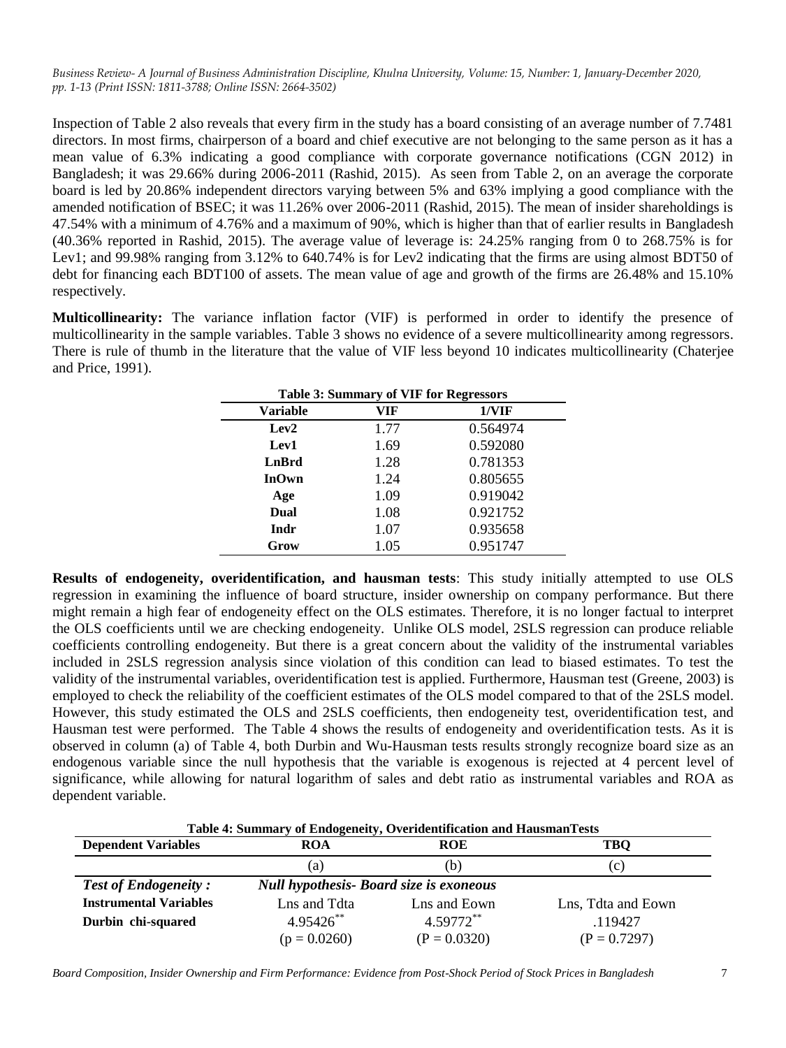Inspection of Table 2 also reveals that every firm in the study has a board consisting of an average number of 7.7481 directors. In most firms, chairperson of a board and chief executive are not belonging to the same person as it has a mean value of 6.3% indicating a good compliance with corporate governance notifications (CGN 2012) in Bangladesh; it was 29.66% during 2006-2011 (Rashid, 2015). As seen from Table 2, on an average the corporate board is led by 20.86% independent directors varying between 5% and 63% implying a good compliance with the amended notification of BSEC; it was 11.26% over 2006-2011 (Rashid, 2015). The mean of insider shareholdings is 47.54% with a minimum of 4.76% and a maximum of 90%, which is higher than that of earlier results in Bangladesh (40.36% reported in Rashid, 2015). The average value of leverage is: 24.25% ranging from 0 to 268.75% is for Lev1; and 99.98% ranging from 3.12% to 640.74% is for Lev2 indicating that the firms are using almost BDT50 of debt for financing each BDT100 of assets. The mean value of age and growth of the firms are 26.48% and 15.10% respectively.

**Multicollinearity:** The variance inflation factor (VIF) is performed in order to identify the presence of multicollinearity in the sample variables. Table 3 shows no evidence of a severe multicollinearity among regressors. There is rule of thumb in the literature that the value of VIF less beyond 10 indicates multicollinearity (Chaterjee and Price, 1991).

**Table 3: Summary of VIF for Regressors**

| Variable | VIF | 1/VIF |
|---|---|---|
| **Lev2** | 1.77 | 0.564974 |
| **Lev1** | 1.69 | 0.592080 |
| **LnBrd** | 1.28 | 0.781353 |
| **InOwn** | 1.24 | 0.805655 |
| **Age** | 1.09 | 0.919042 |
| **Dual** | 1.08 | 0.921752 |
| **Indr** | 1.07 | 0.935658 |
| **Grow** | 1.05 | 0.951747 |

**Results of endogeneity, overidentification, and hausman tests**: This study initially attempted to use OLS regression in examining the influence of board structure, insider ownership on company performance. But there might remain a high fear of endogeneity effect on the OLS estimates. Therefore, it is no longer factual to interpret the OLS coefficients until we are checking endogeneity. Unlike OLS model, 2SLS regression can produce reliable coefficients controlling endogeneity. But there is a great concern about the validity of the instrumental variables included in 2SLS regression analysis since violation of this condition can lead to biased estimates. To test the validity of the instrumental variables, overidentification test is applied. Furthermore, Hausman test (Greene, 2003) is employed to check the reliability of the coefficient estimates of the OLS model compared to that of the 2SLS model. However, this study estimated the OLS and 2SLS coefficients, then endogeneity test, overidentification test, and Hausman test were performed. The Table 4 shows the results of endogeneity and overidentification tests. As it is observed in column (a) of Table 4, both Durbin and Wu-Hausman tests results strongly recognize board size as an endogenous variable since the null hypothesis that the variable is exogenous is rejected at 4 percent level of significance, while allowing for natural logarithm of sales and debt ratio as instrumental variables and ROA as dependent variable.

**Table 4: Summary of Endogeneity, Overidentification and HausmanTests**

| **Dependent Variables** | **ROA** | **ROE** | **TBQ** |
|---|---|---|---|
| | (a) | (b) | (c) |
| ***Test of Endogeneity :*** | ***Null hypothesis- Board size is exoneous*** | | |
| **Instrumental Variables** | Lns and Tdta | Lns and Eown | Lns, Tdta and Eown |
| **Durbin chi-squared** | 4.95426** | 4.59772** | .119427 |
| | (p = 0.0260) | (P = 0.0320) | (P = 0.7297) |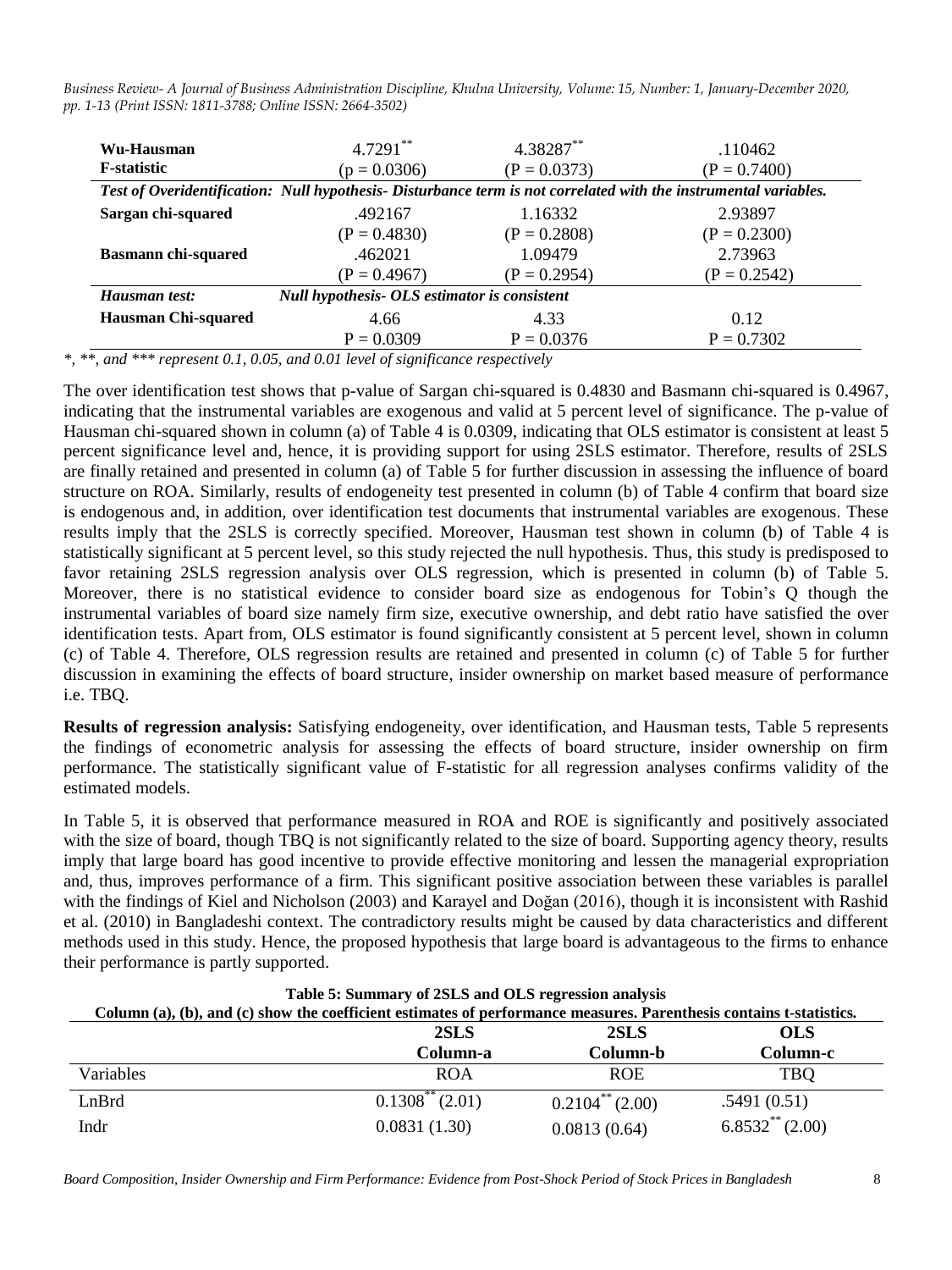| Wu-Hausman F-statistic | 4.7291** (p = 0.0306) | 4.38287** (P = 0.0373) | .110462 (P = 0.7400) |
|---|---|---|---|
| ***Test of Overidentification: Null hypothesis- Disturbance term is not correlated with the instrumental variables.*** | | | |
| **Sargan chi-squared** | .492167 (P = 0.4830) | 1.16332 (P = 0.2808) | 2.93897 (P = 0.2300) |
| **Basmann chi-squared** | .462021 (P = 0.4967) | 1.09479 (P = 0.2954) | 2.73963 (P = 0.2542) |
| ***Hausman test:*** | ***Null hypothesis- OLS estimator is consistent*** | | |
| **Hausman Chi-squared** | 4.66 P = 0.0309 | 4.33 P = 0.0376 | 0.12 P = 0.7302 |

*\*, \*\*, and \*\*\* represent 0.1, 0.05, and 0.01 level of significance respectively*

The over identification test shows that p-value of Sargan chi-squared is 0.4830 and Basmann chi-squared is 0.4967, indicating that the instrumental variables are exogenous and valid at 5 percent level of significance. The p-value of Hausman chi-squared shown in column (a) of Table 4 is 0.0309, indicating that OLS estimator is consistent at least 5 percent significance level and, hence, it is providing support for using 2SLS estimator. Therefore, results of 2SLS are finally retained and presented in column (a) of Table 5 for further discussion in assessing the influence of board structure on ROA. Similarly, results of endogeneity test presented in column (b) of Table 4 confirm that board size is endogenous and, in addition, over identification test documents that instrumental variables are exogenous. These results imply that the 2SLS is correctly specified. Moreover, Hausman test shown in column (b) of Table 4 is statistically significant at 5 percent level, so this study rejected the null hypothesis. Thus, this study is predisposed to favor retaining 2SLS regression analysis over OLS regression, which is presented in column (b) of Table 5. Moreover, there is no statistical evidence to consider board size as endogenous for Tobin's Q though the instrumental variables of board size namely firm size, executive ownership, and debt ratio have satisfied the over identification tests. Apart from, OLS estimator is found significantly consistent at 5 percent level, shown in column (c) of Table 4. Therefore, OLS regression results are retained and presented in column (c) of Table 5 for further discussion in examining the effects of board structure, insider ownership on market based measure of performance i.e. TBQ.

**Results of regression analysis:** Satisfying endogeneity, over identification, and Hausman tests, Table 5 represents the findings of econometric analysis for assessing the effects of board structure, insider ownership on firm performance. The statistically significant value of F-statistic for all regression analyses confirms validity of the estimated models.

In Table 5, it is observed that performance measured in ROA and ROE is significantly and positively associated with the size of board, though TBQ is not significantly related to the size of board. Supporting agency theory, results imply that large board has good incentive to provide effective monitoring and lessen the managerial expropriation and, thus, improves performance of a firm. This significant positive association between these variables is parallel with the findings of Kiel and Nicholson (2003) and Karayel and Doğan (2016), though it is inconsistent with Rashid et al. (2010) in Bangladeshi context. The contradictory results might be caused by data characteristics and different methods used in this study. Hence, the proposed hypothesis that large board is advantageous to the firms to enhance their performance is partly supported.

**Table 5: Summary of 2SLS and OLS regression analysis**

**Column (a), (b), and (c) show the coefficient estimates of performance measures. Parenthesis contains t-statistics.**

| | **2SLS Column-a** | **2SLS Column-b** | **OLS Column-c** |
|---|---|---|---|
| Variables | ROA | ROE | TBQ |
| LnBrd | 0.1308** (2.01) | 0.2104** (2.00) | .5491 (0.51) |
| Indr | 0.0831 (1.30) | 0.0813 (0.64) | 6.8532** (2.00) |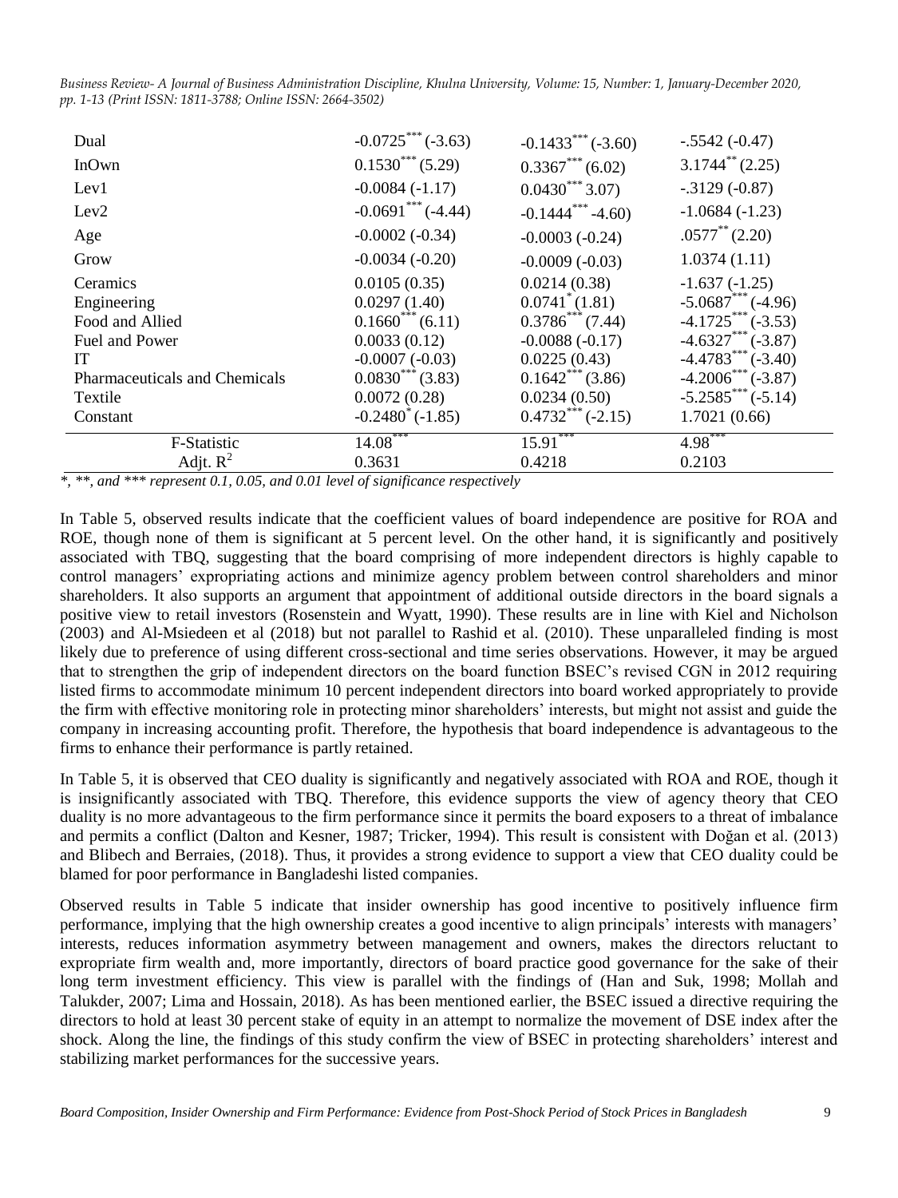| | | | |
|---|---|---|---|
| Dual | $-0.0725^{***}$ (-3.63) | $-0.1433^{***}$ (-3.60) | -.5542 (-0.47) |
| InOwn | $0.1530^{***}$ (5.29) | $0.3367^{***}$ (6.02) | $3.1744^{**}$ (2.25) |
| Lev1 | -0.0084 (-1.17) | $0.0430^{***}$ 3.07) | -.3129 (-0.87) |
| Lev2 | $-0.0691^{***}$ (-4.44) | $-0.1444^{***}$ -4.60) | -1.0684 (-1.23) |
| Age | -0.0002 (-0.34) | -0.0003 (-0.24) | $.0577^{**}$ (2.20) |
| Grow | -0.0034 (-0.20) | -0.0009 (-0.03) | 1.0374 (1.11) |
| Ceramics | 0.0105 (0.35) | 0.0214 (0.38) | -1.637 (-1.25) |
| Engineering | 0.0297 (1.40) | $0.0741^{*}$ (1.81) | $-5.0687^{***}$ (-4.96) |
| Food and Allied | $0.1660^{***}$ (6.11) | $0.3786^{***}$ (7.44) | $-4.1725^{***}$ (-3.53) |
| Fuel and Power | 0.0033 (0.12) | -0.0088 (-0.17) | $-4.6327^{***}$ (-3.87) |
| IT | -0.0007 (-0.03) | 0.0225 (0.43) | $-4.4783^{***}$ (-3.40) |
| Pharmaceuticals and Chemicals | $0.0830^{***}$ (3.83) | $0.1642^{***}$ (3.86) | $-4.2006^{***}$ (-3.87) |
| Textile | 0.0072 (0.28) | 0.0234 (0.50) | $-5.2585^{***}$ (-5.14) |
| Constant | $-0.2480^{*}$ (-1.85) | $0.4732^{***}$ (-2.15) | 1.7021 (0.66) |
| F-Statistic | $14.08^{***}$ | $15.91^{***}$ | $4.98^{***}$ |
| Adjt. $R^2$ | 0.3631 | 0.4218 | 0.2103 |

*\*, \*\*, and \*\*\* represent 0.1, 0.05, and 0.01 level of significance respectively*

In Table 5, observed results indicate that the coefficient values of board independence are positive for ROA and ROE, though none of them is significant at 5 percent level. On the other hand, it is significantly and positively associated with TBQ, suggesting that the board comprising of more independent directors is highly capable to control managers' expropriating actions and minimize agency problem between control shareholders and minor shareholders. It also supports an argument that appointment of additional outside directors in the board signals a positive view to retail investors (Rosenstein and Wyatt, 1990). These results are in line with Kiel and Nicholson (2003) and Al-Msiedeen et al (2018) but not parallel to Rashid et al. (2010). These unparalleled finding is most likely due to preference of using different cross-sectional and time series observations. However, it may be argued that to strengthen the grip of independent directors on the board function BSEC's revised CGN in 2012 requiring listed firms to accommodate minimum 10 percent independent directors into board worked appropriately to provide the firm with effective monitoring role in protecting minor shareholders' interests, but might not assist and guide the company in increasing accounting profit. Therefore, the hypothesis that board independence is advantageous to the firms to enhance their performance is partly retained.

In Table 5, it is observed that CEO duality is significantly and negatively associated with ROA and ROE, though it is insignificantly associated with TBQ. Therefore, this evidence supports the view of agency theory that CEO duality is no more advantageous to the firm performance since it permits the board exposers to a threat of imbalance and permits a conflict (Dalton and Kesner, 1987; Tricker, 1994). This result is consistent with Doğan et al. (2013) and Blibech and Berraies, (2018). Thus, it provides a strong evidence to support a view that CEO duality could be blamed for poor performance in Bangladeshi listed companies.

Observed results in Table 5 indicate that insider ownership has good incentive to positively influence firm performance, implying that the high ownership creates a good incentive to align principals' interests with managers' interests, reduces information asymmetry between management and owners, makes the directors reluctant to expropriate firm wealth and, more importantly, directors of board practice good governance for the sake of their long term investment efficiency. This view is parallel with the findings of (Han and Suk, 1998; Mollah and Talukder, 2007; Lima and Hossain, 2018). As has been mentioned earlier, the BSEC issued a directive requiring the directors to hold at least 30 percent stake of equity in an attempt to normalize the movement of DSE index after the shock. Along the line, the findings of this study confirm the view of BSEC in protecting shareholders' interest and stabilizing market performances for the successive years.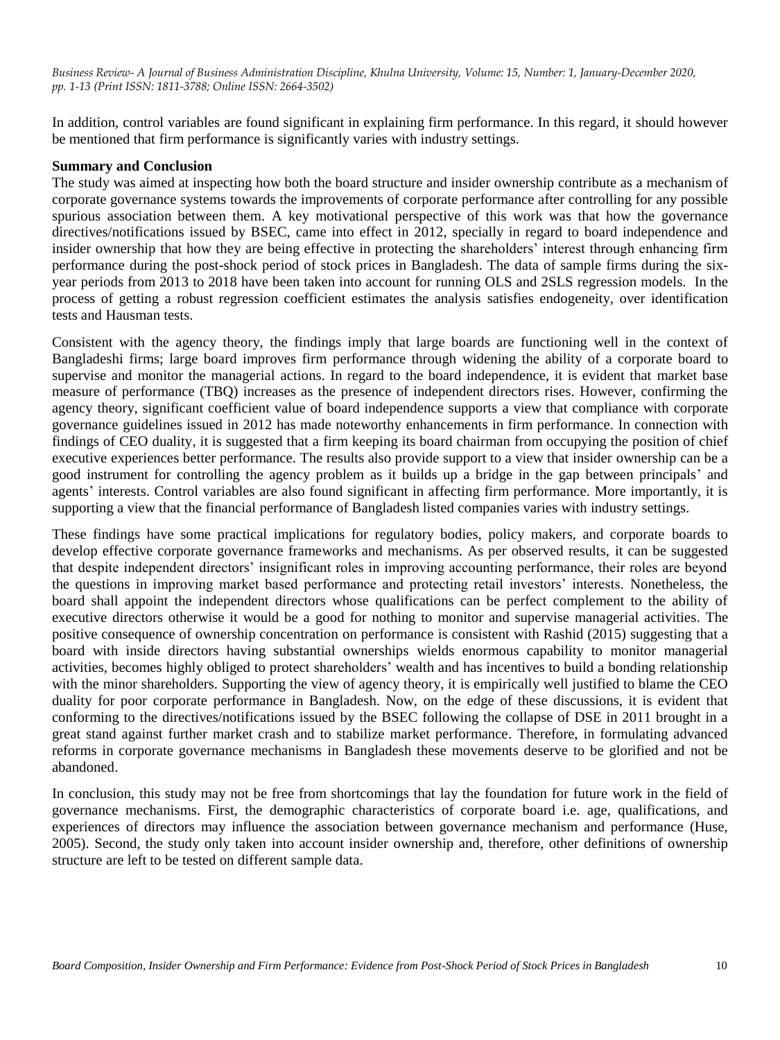In addition, control variables are found significant in explaining firm performance. In this regard, it should however be mentioned that firm performance is significantly varies with industry settings.

**Summary and Conclusion**

The study was aimed at inspecting how both the board structure and insider ownership contribute as a mechanism of corporate governance systems towards the improvements of corporate performance after controlling for any possible spurious association between them. A key motivational perspective of this work was that how the governance directives/notifications issued by BSEC, came into effect in 2012, specially in regard to board independence and insider ownership that how they are being effective in protecting the shareholders' interest through enhancing firm performance during the post-shock period of stock prices in Bangladesh. The data of sample firms during the six-year periods from 2013 to 2018 have been taken into account for running OLS and 2SLS regression models. In the process of getting a robust regression coefficient estimates the analysis satisfies endogeneity, over identification tests and Hausman tests.

Consistent with the agency theory, the findings imply that large boards are functioning well in the context of Bangladeshi firms; large board improves firm performance through widening the ability of a corporate board to supervise and monitor the managerial actions. In regard to the board independence, it is evident that market base measure of performance (TBQ) increases as the presence of independent directors rises. However, confirming the agency theory, significant coefficient value of board independence supports a view that compliance with corporate governance guidelines issued in 2012 has made noteworthy enhancements in firm performance. In connection with findings of CEO duality, it is suggested that a firm keeping its board chairman from occupying the position of chief executive experiences better performance. The results also provide support to a view that insider ownership can be a good instrument for controlling the agency problem as it builds up a bridge in the gap between principals' and agents' interests. Control variables are also found significant in affecting firm performance. More importantly, it is supporting a view that the financial performance of Bangladesh listed companies varies with industry settings.

These findings have some practical implications for regulatory bodies, policy makers, and corporate boards to develop effective corporate governance frameworks and mechanisms. As per observed results, it can be suggested that despite independent directors' insignificant roles in improving accounting performance, their roles are beyond the questions in improving market based performance and protecting retail investors' interests. Nonetheless, the board shall appoint the independent directors whose qualifications can be perfect complement to the ability of executive directors otherwise it would be a good for nothing to monitor and supervise managerial activities. The positive consequence of ownership concentration on performance is consistent with Rashid (2015) suggesting that a board with inside directors having substantial ownerships wields enormous capability to monitor managerial activities, becomes highly obliged to protect shareholders' wealth and has incentives to build a bonding relationship with the minor shareholders. Supporting the view of agency theory, it is empirically well justified to blame the CEO duality for poor corporate performance in Bangladesh. Now, on the edge of these discussions, it is evident that conforming to the directives/notifications issued by the BSEC following the collapse of DSE in 2011 brought in a great stand against further market crash and to stabilize market performance. Therefore, in formulating advanced reforms in corporate governance mechanisms in Bangladesh these movements deserve to be glorified and not be abandoned.

In conclusion, this study may not be free from shortcomings that lay the foundation for future work in the field of governance mechanisms. First, the demographic characteristics of corporate board i.e. age, qualifications, and experiences of directors may influence the association between governance mechanism and performance (Huse, 2005). Second, the study only taken into account insider ownership and, therefore, other definitions of ownership structure are left to be tested on different sample data.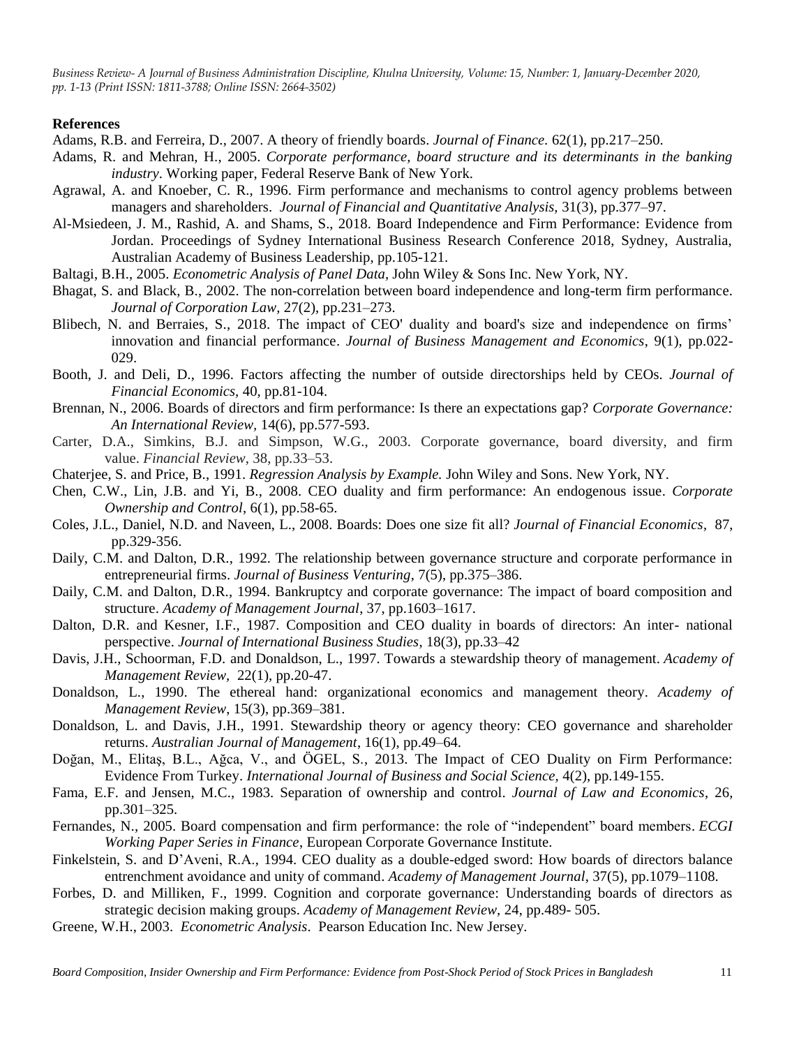## References

Adams, R.B. and Ferreira, D., 2007. A theory of friendly boards. *Journal of Finance.* 62(1), pp.217–250.

Adams, R. and Mehran, H., 2005. *Corporate performance, board structure and its determinants in the banking industry*. Working paper, Federal Reserve Bank of New York.

Agrawal, A. and Knoeber, C. R., 1996. Firm performance and mechanisms to control agency problems between managers and shareholders. *Journal of Financial and Quantitative Analysis,* 31(3), pp.377–97.

Al-Msiedeen, J. M., Rashid, A. and Shams, S., 2018. Board Independence and Firm Performance: Evidence from Jordan. Proceedings of Sydney International Business Research Conference 2018, Sydney, Australia, Australian Academy of Business Leadership, pp.105-121.

Baltagi, B.H., 2005. *Econometric Analysis of Panel Data*, John Wiley & Sons Inc. New York, NY.

Bhagat, S. and Black, B., 2002. The non-correlation between board independence and long-term firm performance. *Journal of Corporation Law,* 27(2), pp.231–273.

Blibech, N. and Berraies, S., 2018. The impact of CEO' duality and board's size and independence on firms' innovation and financial performance. *Journal of Business Management and Economics*, 9(1), pp.022-029.

Booth, J. and Deli, D., 1996. Factors affecting the number of outside directorships held by CEOs. *Journal of Financial Economics,* 40, pp.81-104.

Brennan, N., 2006. Boards of directors and firm performance: Is there an expectations gap? *Corporate Governance: An International Review,* 14(6), pp.577-593.

Carter, D.A., Simkins, B.J. and Simpson, W.G., 2003. Corporate governance, board diversity, and firm value. *Financial Review*, 38, pp.33–53.

Chaterjee, S. and Price, B., 1991. *Regression Analysis by Example.* John Wiley and Sons. New York, NY.

Chen, C.W., Lin, J.B. and Yi, B., 2008. CEO duality and firm performance: An endogenous issue. *Corporate Ownership and Control,* 6(1), pp.58-65.

Coles, J.L., Daniel, N.D. and Naveen, L., 2008. Boards: Does one size fit all? *Journal of Financial Economics*, 87, pp.329-356.

Daily, C.M. and Dalton, D.R., 1992. The relationship between governance structure and corporate performance in entrepreneurial firms. *Journal of Business Venturing*, 7(5), pp.375–386.

Daily, C.M. and Dalton, D.R., 1994. Bankruptcy and corporate governance: The impact of board composition and structure. *Academy of Management Journal*, 37, pp.1603–1617.

Dalton, D.R. and Kesner, I.F., 1987. Composition and CEO duality in boards of directors: An inter- national perspective. *Journal of International Business Studies*, 18(3), pp.33–42

Davis, J.H., Schoorman, F.D. and Donaldson, L., 1997. Towards a stewardship theory of management. *Academy of Management Review,* 22(1), pp.20-47.

Donaldson, L., 1990. The ethereal hand: organizational economics and management theory. *Academy of Management Review*, 15(3), pp.369–381.

Donaldson, L. and Davis, J.H., 1991. Stewardship theory or agency theory: CEO governance and shareholder returns. *Australian Journal of Management*, 16(1), pp.49–64.

Doğan, M., Elitaş, B.L., Ağca, V., and ÖGEL, S., 2013. The Impact of CEO Duality on Firm Performance: Evidence From Turkey. *International Journal of Business and Social Science,* 4(2), pp.149-155.

Fama, E.F. and Jensen, M.C., 1983. Separation of ownership and control. *Journal of Law and Economics*, 26, pp.301–325.

Fernandes, N., 2005. Board compensation and firm performance: the role of "independent" board members. *ECGI Working Paper Series in Finance*, European Corporate Governance Institute.

Finkelstein, S. and D'Aveni, R.A., 1994. CEO duality as a double-edged sword: How boards of directors balance entrenchment avoidance and unity of command. *Academy of Management Journal*, 37(5), pp.1079–1108.

Forbes, D. and Milliken, F., 1999. Cognition and corporate governance: Understanding boards of directors as strategic decision making groups. *Academy of Management Review,* 24, pp.489- 505.

Greene, W.H., 2003. *Econometric Analysis*. Pearson Education Inc. New Jersey.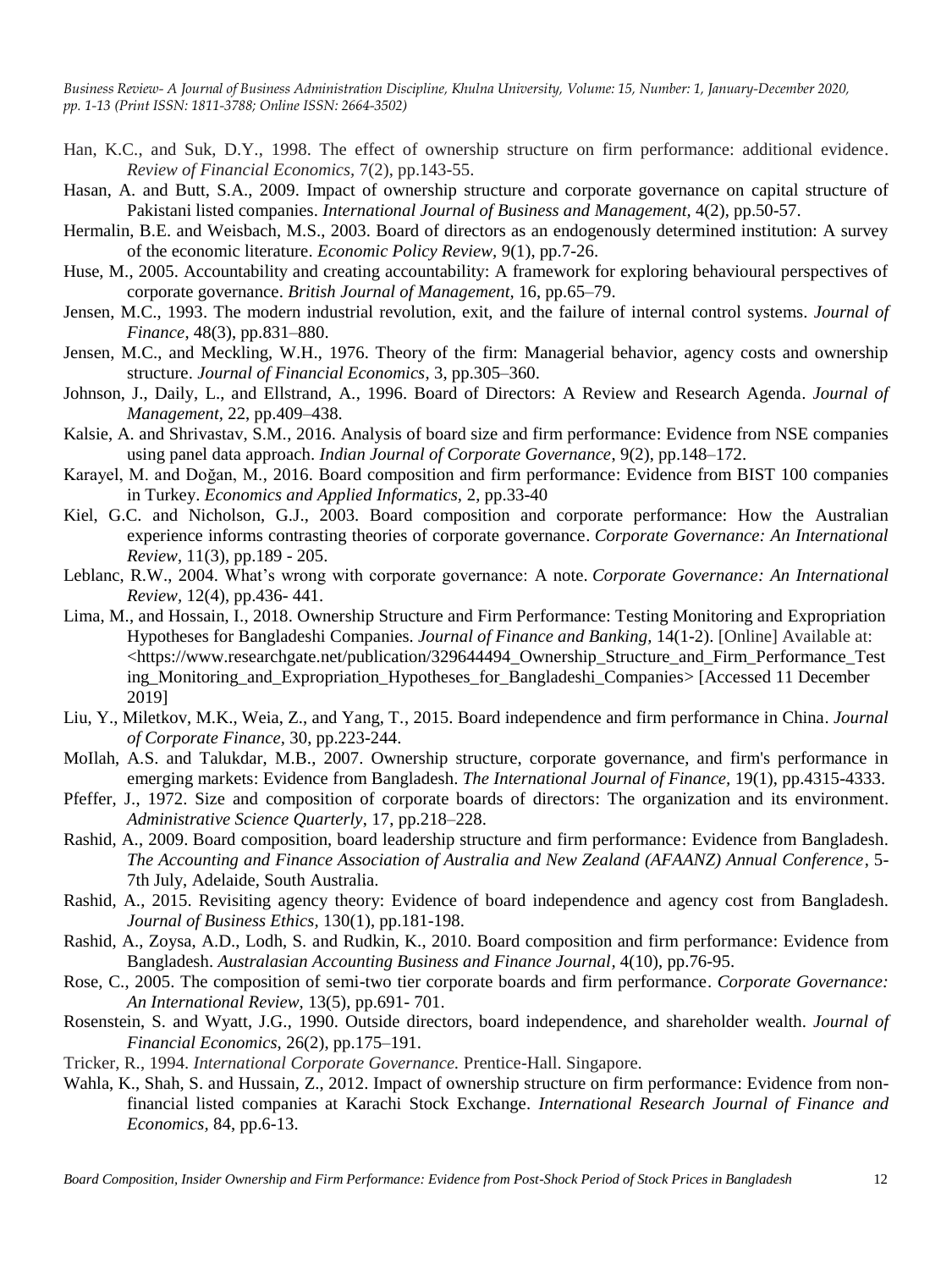Han, K.C., and Suk, D.Y., 1998. The effect of ownership structure on firm performance: additional evidence. *Review of Financial Economics,* 7(2), pp.143-55.

Hasan, A. and Butt, S.A., 2009. Impact of ownership structure and corporate governance on capital structure of Pakistani listed companies. *International Journal of Business and Management,* 4(2), pp.50-57.

Hermalin, B.E. and Weisbach, M.S., 2003. Board of directors as an endogenously determined institution: A survey of the economic literature. *Economic Policy Review*, 9(1), pp.7-26.

Huse, M., 2005. Accountability and creating accountability: A framework for exploring behavioural perspectives of corporate governance. *British Journal of Management,* 16, pp.65–79.

Jensen, M.C., 1993. The modern industrial revolution, exit, and the failure of internal control systems. *Journal of Finance*, 48(3), pp.831–880.

Jensen, M.C., and Meckling, W.H., 1976. Theory of the firm: Managerial behavior, agency costs and ownership structure. *Journal of Financial Economics,* 3, pp.305–360.

Johnson, J., Daily, L., and Ellstrand, A., 1996. Board of Directors: A Review and Research Agenda. *Journal of Management,* 22, pp.409–438.

Kalsie, A. and Shrivastav, S.M., 2016. Analysis of board size and firm performance: Evidence from NSE companies using panel data approach. *Indian Journal of Corporate Governance*, 9(2), pp.148–172.

Karayel, M. and Doğan, M., 2016. Board composition and firm performance: Evidence from BIST 100 companies in Turkey. *Economics and Applied Informatics,* 2, pp.33-40

Kiel, G.C. and Nicholson, G.J., 2003. Board composition and corporate performance: How the Australian experience informs contrasting theories of corporate governance. *Corporate Governance: An International Review*, 11(3), pp.189 - 205.

Leblanc, R.W., 2004. What's wrong with corporate governance: A note. *Corporate Governance: An International Review,* 12(4), pp.436- 441.

Lima, M., and Hossain, I., 2018. Ownership Structure and Firm Performance: Testing Monitoring and Expropriation Hypotheses for Bangladeshi Companies. *Journal of Finance and Banking,* 14(1-2). [Online] Available at: <https://www.researchgate.net/publication/329644494_Ownership_Structure_and_Firm_Performance_Testing_Monitoring_and_Expropriation_Hypotheses_for_Bangladeshi_Companies> [Accessed 11 December 2019]

Liu, Y., Miletkov, M.K., Weia, Z., and Yang, T., 2015. Board independence and firm performance in China. *Journal of Corporate Finance,* 30, pp.223-244.

MoIlah, A.S. and Talukdar, M.B., 2007. Ownership structure, corporate governance, and firm's performance in emerging markets: Evidence from Bangladesh. *The International Journal of Finance,* 19(1), pp.4315-4333.

Pfeffer, J., 1972. Size and composition of corporate boards of directors: The organization and its environment. *Administrative Science Quarterly*, 17, pp.218–228.

Rashid, A., 2009. Board composition, board leadership structure and firm performance: Evidence from Bangladesh. *The Accounting and Finance Association of Australia and New Zealand (AFAANZ) Annual Conference*, 5-7th July, Adelaide, South Australia.

Rashid, A., 2015. Revisiting agency theory: Evidence of board independence and agency cost from Bangladesh. *Journal of Business Ethics,* 130(1), pp.181-198.

Rashid, A., Zoysa, A.D., Lodh, S. and Rudkin, K., 2010. Board composition and firm performance: Evidence from Bangladesh. *Australasian Accounting Business and Finance Journal,* 4(10), pp.76-95.

Rose, C., 2005. The composition of semi-two tier corporate boards and firm performance. *Corporate Governance: An International Review*, 13(5), pp.691- 701.

Rosenstein, S. and Wyatt, J.G., 1990. Outside directors, board independence, and shareholder wealth. *Journal of Financial Economics,* 26(2), pp.175–191.

Tricker, R., 1994. *International Corporate Governance.* Prentice-Hall. Singapore.

Wahla, K., Shah, S. and Hussain, Z., 2012. Impact of ownership structure on firm performance: Evidence from non-financial listed companies at Karachi Stock Exchange. *International Research Journal of Finance and Economics,* 84, pp.6-13.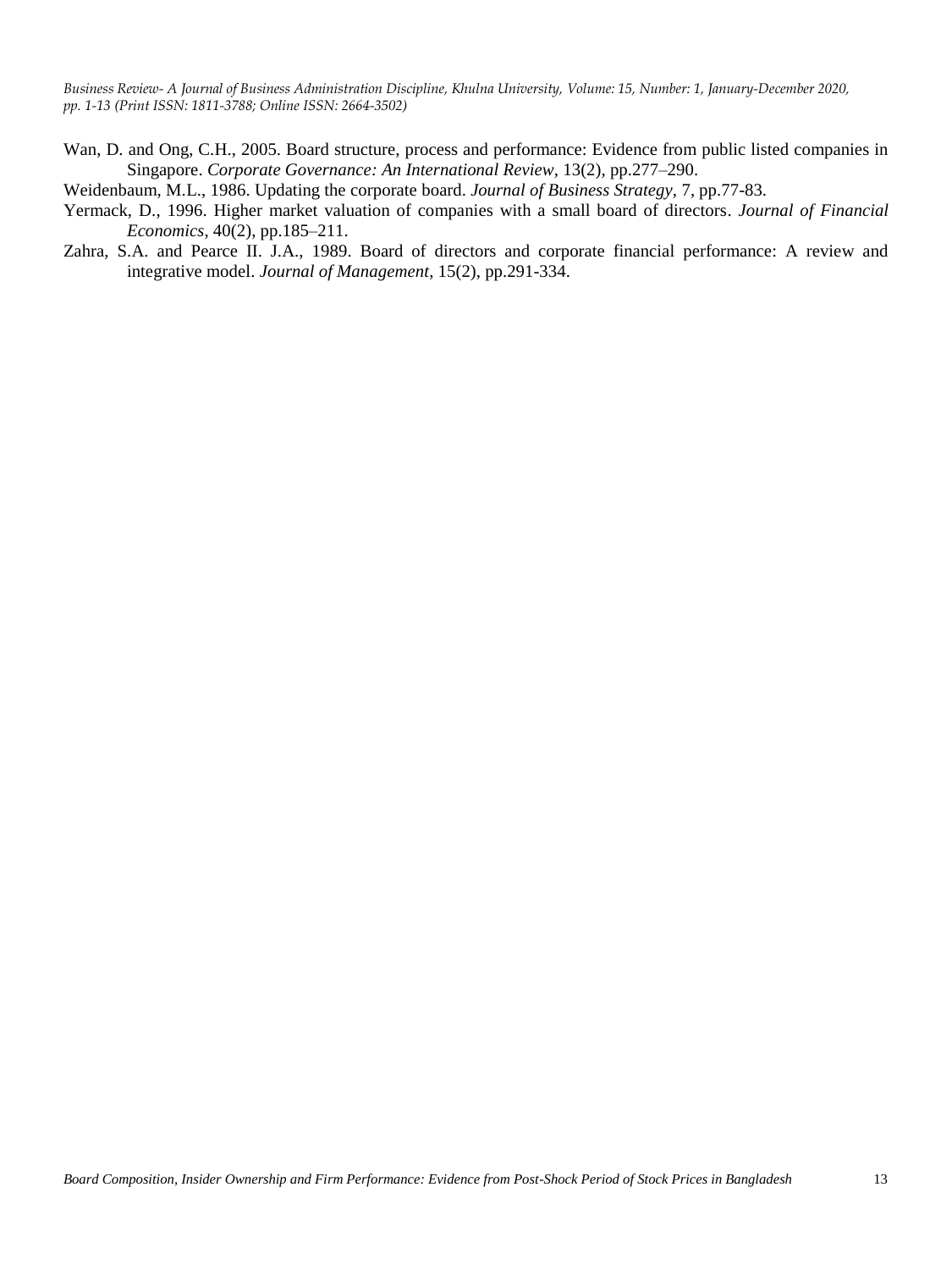Wan, D. and Ong, C.H., 2005. Board structure, process and performance: Evidence from public listed companies in Singapore. *Corporate Governance: An International Review*, 13(2), pp.277–290.

Weidenbaum, M.L., 1986. Updating the corporate board. *Journal of Business Strategy*, 7, pp.77-83.

Yermack, D., 1996. Higher market valuation of companies with a small board of directors. *Journal of Financial Economics*, 40(2), pp.185–211.

Zahra, S.A. and Pearce II. J.A., 1989. Board of directors and corporate financial performance: A review and integrative model. *Journal of Management*, 15(2), pp.291-334.